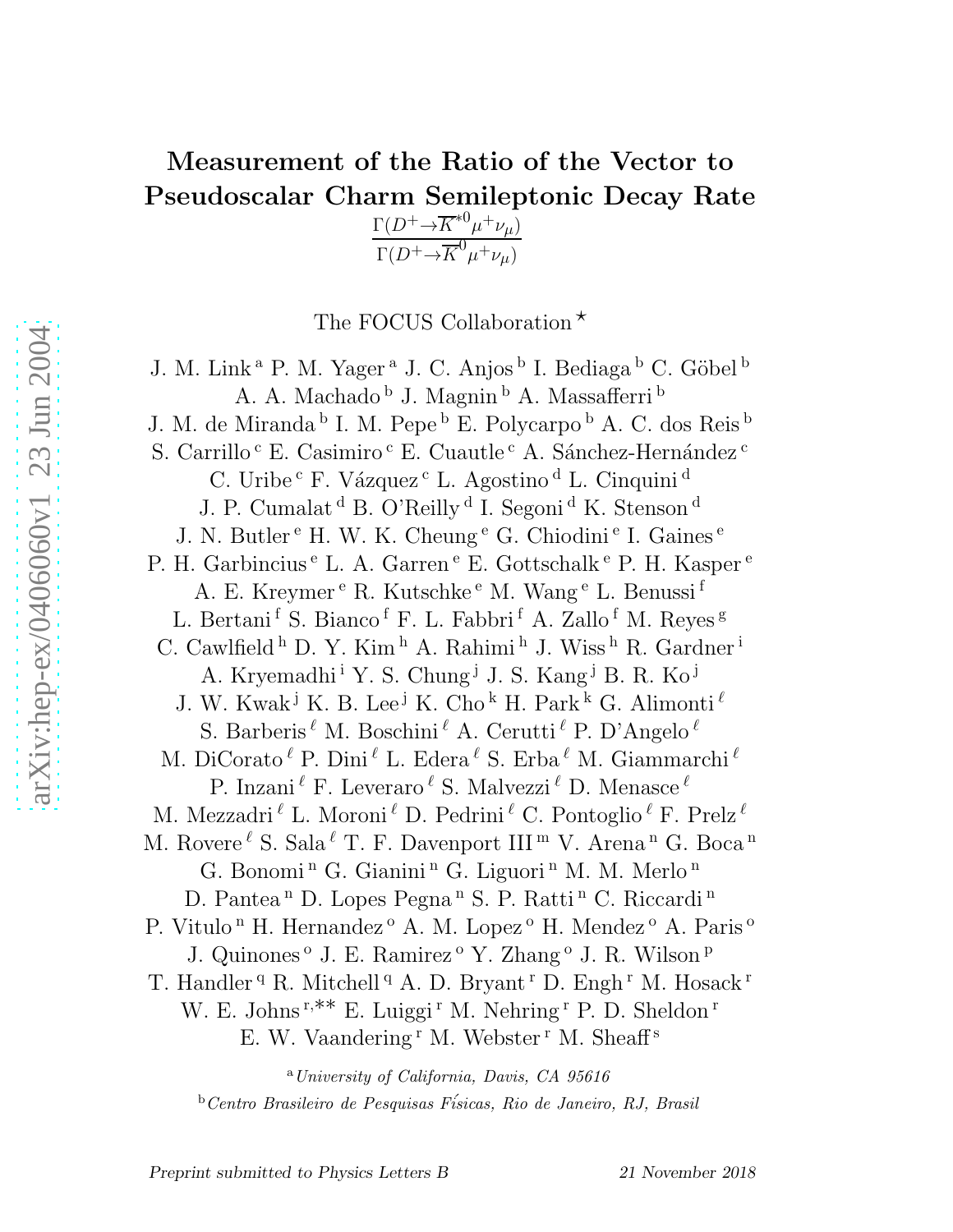# Measurement of the Ratio of the Vector to Pseudoscalar Charm Semileptonic Decay Rate $\frac{\Gamma(D^+ \to \overline{K}^{*0} \mu^+ \nu_\mu)}{\Gamma(D^+ \to \overline{K}^0 \mu^+ \nu_\mu)}$

The FOCUS Collaboration [⋆]

J. M. Link [a] P. M. Yager [a] J. C. Anjos [b] I. Bediaga [b] C. Göbel [b] A. A. Machado [b] J. Magnin [b] A. Massafferri [b] J. M. de Miranda [b] I. M. Pepe [b] E. Polycarpo [b] A. C. dos Reis [b] S. Carrillo [c] E. Casimiro [c] E. Cuautle [c] A. Sánchez-Hernández [c] C. Uribe [c] F. Vázquez [c] L. Agostino [d] L. Cinquini [d] J. P. Cumalat [d] B. O'Reilly [d] I. Segoni [d] K. Stenson [d] J. N. Butler [e] H. W. K. Cheung [e] G. Chiodini [e] I. Gaines [e] P. H. Garbincius [e] L. A. Garren [e] E. Gottschalk [e] P. H. Kasper [e] A. E. Kreymer [e] R. Kutschke [e] M. Wang [e] L. Benussi [f] L. Bertani [f] S. Bianco [f] F. L. Fabbri [f] A. Zallo [f] M. Reyes [g] C. Cawlfield [h] D. Y. Kim [h] A. Rahimi [h] J. Wiss [h] R. Gardner [i] A. Kryemadhi [i] Y. S. Chung [j] J. S. Kang [j] B. R. Ko [j] J. W. Kwak [j] K. B. Lee [j] K. Cho [k] H. Park [k] G. Alimonti [ℓ] S. Barberis [ℓ] M. Boschini [ℓ] A. Cerutti [ℓ] P. D'Angelo [ℓ] M. DiCorato [ℓ] P. Dini [ℓ] L. Edera [ℓ] S. Erba [ℓ] M. Giammarchi [ℓ] P. Inzani [ℓ] F. Leveraro [ℓ] S. Malvezzi [ℓ] D. Menasce [ℓ] M. Mezzadri [ℓ] L. Moroni [ℓ] D. Pedrini [ℓ] C. Pontoglio [ℓ] F. Prelz [ℓ] M. Rovere [ℓ] S. Sala [ℓ] T. F. Davenport III [m] V. Arena [n] G. Boca [n] G. Bonomi [n] G. Gianini [n] G. Liguori [n] M. M. Merlo [n] D. Pantea [n] D. Lopes Pegna [n] S. P. Ratti [n] C. Riccardi [n] P. Vitulo [n] H. Hernandez [o] A. M. Lopez [o] H. Mendez [o] A. Paris [o] J. Quinones [o] J. E. Ramirez [o] Y. Zhang [o] J. R. Wilson [p] T. Handler [q] R. Mitchell [q] A. D. Bryant [r] D. Engh [r] M. Hosack [r] W. E. Johns [r,⋆⋆] E. Luiggi [r] M. Nehring [r] P. D. Sheldon [r] E. W. Vaandering [r] M. Webster [r] M. Sheaff [s]

[a] *University of California, Davis, CA 95616*

[b] *Centro Brasileiro de Pesquisas Físicas, Rio de Janeiro, RJ, Brasil*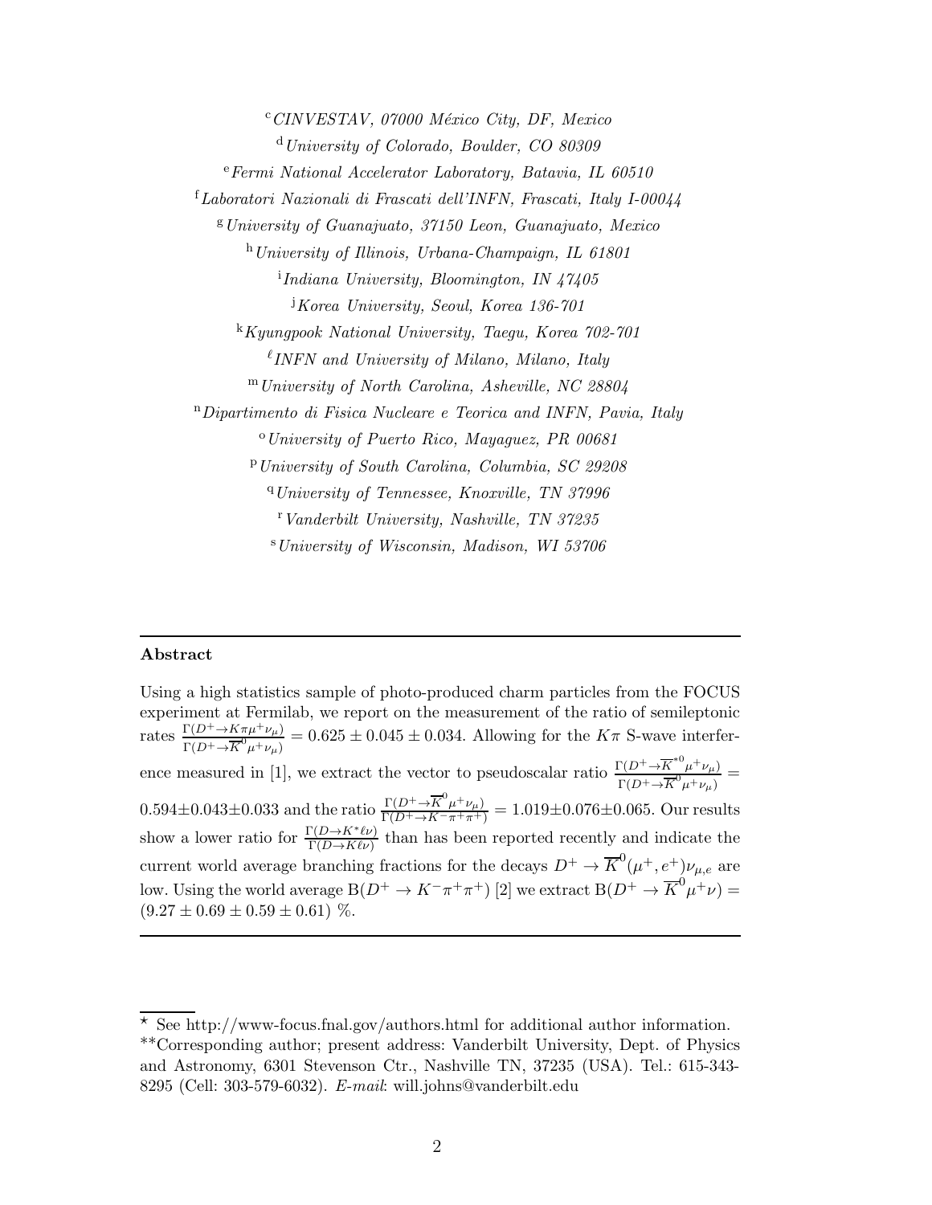[c] *CINVESTAV, 07000 México City, DF, Mexico*

[d] *University of Colorado, Boulder, CO 80309*

[e] *Fermi National Accelerator Laboratory, Batavia, IL 60510*

[f] *Laboratori Nazionali di Frascati dell'INFN, Frascati, Italy I-00044*

[g] *University of Guanajuato, 37150 Leon, Guanajuato, Mexico*

[h] *University of Illinois, Urbana-Champaign, IL 61801*

[i] *Indiana University, Bloomington, IN 47405*

[j] *Korea University, Seoul, Korea 136-701*

[k] *Kyungpook National University, Taegu, Korea 702-701*

[ℓ] *INFN and University of Milano, Milano, Italy*

[m] *University of North Carolina, Asheville, NC 28804*

[n] *Dipartimento di Fisica Nucleare e Teorica and INFN, Pavia, Italy*

[o] *University of Puerto Rico, Mayaguez, PR 00681*

[p] *University of South Carolina, Columbia, SC 29208*

[q] *University of Tennessee, Knoxville, TN 37996*

[r] *Vanderbilt University, Nashville, TN 37235*

[s] *University of Wisconsin, Madison, WI 53706*

---

**Abstract**

Using a high statistics sample of photo-produced charm particles from the FOCUS experiment at Fermilab, we report on the measurement of the ratio of semileptonic rates $\frac{\Gamma(D^+ \to K\pi\mu^+\nu_\mu)}{\Gamma(D^+ \to \overline{K}^0\mu^+\nu_\mu)} = 0.625 \pm 0.045 \pm 0.034$. Allowing for the $K\pi$ S-wave interference measured in [1], we extract the vector to pseudoscalar ratio $\frac{\Gamma(D^+ \to \overline{K}^{*0}\mu^+\nu_\mu)}{\Gamma(D^+ \to \overline{K}^0\mu^+\nu_\mu)} = 0.594 \pm 0.043 \pm 0.033$ and the ratio $\frac{\Gamma(D^+ \to \overline{K}^0\mu^+\nu_\mu)}{\Gamma(D^+ \to K^-\pi^+\pi^+)} = 1.019 \pm 0.076 \pm 0.065$. Our results show a lower ratio for $\frac{\Gamma(D \to K^*\ell\nu)}{\Gamma(D \to K\ell\nu)}$ than has been reported recently and indicate the current world average branching fractions for the decays $D^+ \to \overline{K}^0(\mu^+, e^+)\nu_{\mu,e}$ are low. Using the world average $\mathrm{B}(D^+ \to K^-\pi^+\pi^+)$ [2] we extract $\mathrm{B}(D^+ \to \overline{K}^0\mu^+\nu) = (9.27 \pm 0.69 \pm 0.59 \pm 0.61)$ %.

---

⋆ See http://www-focus.fnal.gov/authors.html for additional author information.

**Corresponding author; present address: Vanderbilt University, Dept. of Physics and Astronomy, 6301 Stevenson Ctr., Nashville TN, 37235 (USA). Tel.: 615-343-8295 (Cell: 303-579-6032). *E-mail*: will.johns@vanderbilt.edu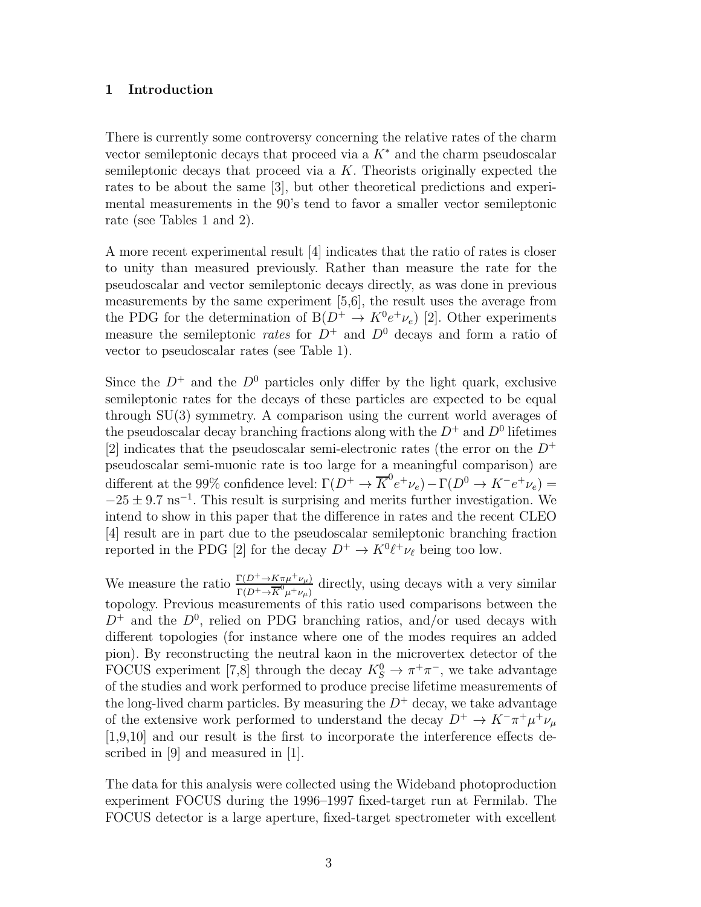## 1 Introduction

There is currently some controversy concerning the relative rates of the charm vector semileptonic decays that proceed via a $K^*$ and the charm pseudoscalar semileptonic decays that proceed via a $K$. Theorists originally expected the rates to be about the same [3], but other theoretical predictions and experimental measurements in the 90's tend to favor a smaller vector semileptonic rate (see Tables 1 and 2).

A more recent experimental result [4] indicates that the ratio of rates is closer to unity than measured previously. Rather than measure the rate for the pseudoscalar and vector semileptonic decays directly, as was done in previous measurements by the same experiment [5,6], the result uses the average from the PDG for the determination of $\mathrm{B}(D^+ \to K^0 e^+ \nu_e)$ [2]. Other experiments measure the semileptonic *rates* for $D^+$ and $D^0$ decays and form a ratio of vector to pseudoscalar rates (see Table 1).

Since the $D^+$ and the $D^0$ particles only differ by the light quark, exclusive semileptonic rates for the decays of these particles are expected to be equal through SU(3) symmetry. A comparison using the current world averages of the pseudoscalar decay branching fractions along with the $D^+$ and $D^0$ lifetimes [2] indicates that the pseudoscalar semi-electronic rates (the error on the $D^+$ pseudoscalar semi-muonic rate is too large for a meaningful comparison) are different at the 99% confidence level: $\Gamma(D^+ \to \overline{K}^0 e^+ \nu_e) - \Gamma(D^0 \to K^- e^+ \nu_e) = -25 \pm 9.7\ \mathrm{ns}^{-1}$. This result is surprising and merits further investigation. We intend to show in this paper that the difference in rates and the recent CLEO [4] result are in part due to the pseudoscalar semileptonic branching fraction reported in the PDG [2] for the decay $D^+ \to K^0 \ell^+ \nu_\ell$ being too low.

We measure the ratio $\frac{\Gamma(D^+ \to K\pi\mu^+\nu_\mu)}{\Gamma(D^+ \to \overline{K}^0 \mu^+ \nu_\mu)}$ directly, using decays with a very similar topology. Previous measurements of this ratio used comparisons between the $D^+$ and the $D^0$, relied on PDG branching ratios, and/or used decays with different topologies (for instance where one of the modes requires an added pion). By reconstructing the neutral kaon in the microvertex detector of the FOCUS experiment [7,8] through the decay $K^0_S \to \pi^+\pi^-$, we take advantage of the studies and work performed to produce precise lifetime measurements of the long-lived charm particles. By measuring the $D^+$ decay, we take advantage of the extensive work performed to understand the decay $D^+ \to K^-\pi^+\mu^+\nu_\mu$ [1,9,10] and our result is the first to incorporate the interference effects described in [9] and measured in [1].

The data for this analysis were collected using the Wideband photoproduction experiment FOCUS during the 1996–1997 fixed-target run at Fermilab. The FOCUS detector is a large aperture, fixed-target spectrometer with excellent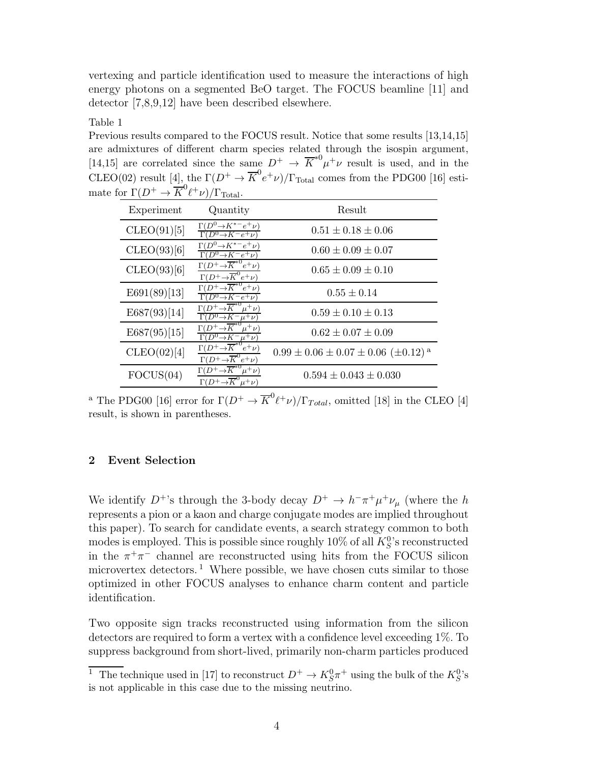vertexing and particle identification used to measure the interactions of high energy photons on a segmented BeO target. The FOCUS beamline [11] and detector [7,8,9,12] have been described elsewhere.

Table 1

Previous results compared to the FOCUS result. Notice that some results [13,14,15] are admixtures of different charm species related through the isospin argument, [14,15] are correlated since the same $D^+ \to \overline{K}^{*0}\mu^+\nu$ result is used, and in the CLEO(02) result [4], the $\Gamma(D^+ \to \overline{K}^0 e^+\nu)/\Gamma_{\rm Total}$ comes from the PDG00 [16] estimate for $\Gamma(D^+ \to \overline{K}^0 \ell^+\nu)/\Gamma_{\rm Total}$.

| Experiment | Quantity | Result |
|---|---|---|
| CLEO(91)[5] | $\frac{\Gamma(D^0 \to K^{*-}e^+\nu)}{\Gamma(D^0 \to K^- e^+\nu)}$ | $0.51 \pm 0.18 \pm 0.06$ |
| CLEO(93)[6] | $\frac{\Gamma(D^0 \to K^{*-}e^+\nu)}{\Gamma(D^0 \to K^- e^+\nu)}$ | $0.60 \pm 0.09 \pm 0.07$ |
| CLEO(93)[6] | $\frac{\Gamma(D^+ \to \overline{K}^{*0}e^+\nu)}{\Gamma(D^+ \to \overline{K}^0 e^+\nu)}$ | $0.65 \pm 0.09 \pm 0.10$ |
| E691(89)[13] | $\frac{\Gamma(D^+ \to \overline{K}^{*0}e^+\nu)}{\Gamma(D^0 \to K^- e^+\nu)}$ | $0.55 \pm 0.14$ |
| E687(93)[14] | $\frac{\Gamma(D^+ \to \overline{K}^{*0}\mu^+\nu)}{\Gamma(D^0 \to K^- \mu^+\nu)}$ | $0.59 \pm 0.10 \pm 0.13$ |
| E687(95)[15] | $\frac{\Gamma(D^+ \to \overline{K}^{*0}\mu^+\nu)}{\Gamma(D^0 \to K^- \mu^+\nu)}$ | $0.62 \pm 0.07 \pm 0.09$ |
| CLEO(02)[4] | $\frac{\Gamma(D^+ \to \overline{K}^{*0}e^+\nu)}{\Gamma(D^+ \to \overline{K}^0 e^+\nu)}$ | $0.99 \pm 0.06 \pm 0.07 \pm 0.06$ $(\pm 0.12)$ [a] |
| FOCUS(04) | $\frac{\Gamma(D^+ \to \overline{K}^{*0}\mu^+\nu)}{\Gamma(D^+ \to \overline{K}^0 \mu^+\nu)}$ | $0.594 \pm 0.043 \pm 0.030$ |

[a] The PDG00 [16] error for $\Gamma(D^+ \to \overline{K}^0 \ell^+\nu)/\Gamma_{Total}$, omitted [18] in the CLEO [4] result, is shown in parentheses.

## 2 Event Selection

We identify $D^+$'s through the 3-body decay $D^+ \to h^-\pi^+\mu^+\nu_\mu$ (where the $h$ represents a pion or a kaon and charge conjugate modes are implied throughout this paper). To search for candidate events, a search strategy common to both modes is employed. This is possible since roughly 10% of all $K^0_S$'s reconstructed in the $\pi^+\pi^-$ channel are reconstructed using hits from the FOCUS silicon microvertex detectors. [1] Where possible, we have chosen cuts similar to those optimized in other FOCUS analyses to enhance charm content and particle identification.

Two opposite sign tracks reconstructed using information from the silicon detectors are required to form a vertex with a confidence level exceeding 1%. To suppress background from short-lived, primarily non-charm particles produced

[1] The technique used in [17] to reconstruct $D^+ \to K^0_S\pi^+$ using the bulk of the $K^0_S$'s is not applicable in this case due to the missing neutrino.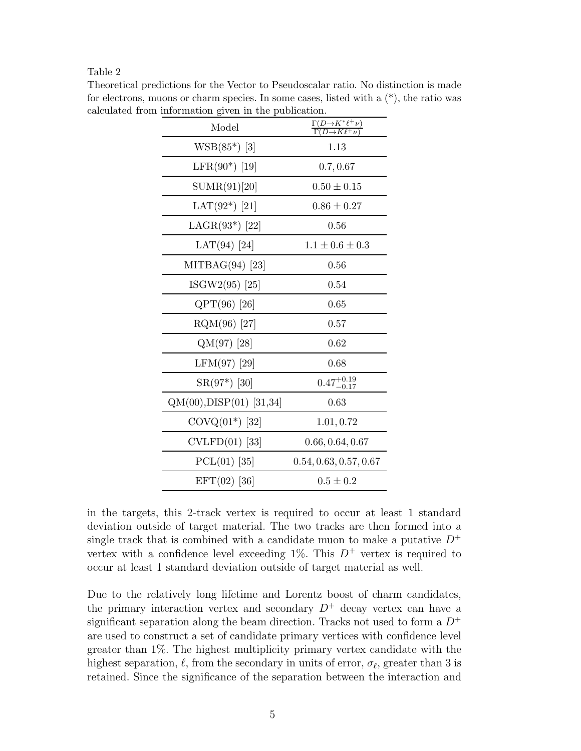Table 2

Theoretical predictions for the Vector to Pseudoscalar ratio. No distinction is made for electrons, muons or charm species. In some cases, listed with a (*), the ratio was calculated from information given in the publication.

| Model | $\frac{\Gamma(D\to K^*\ell^+\nu)}{\Gamma(D\to K\ell^+\nu)}$ |
|---|---|
| WSB(85*) [3] | 1.13 |
| LFR(90*) [19] | $0.7, 0.67$ |
| SUMR(91)[20] | $0.50 \pm 0.15$ |
| LAT(92*) [21] | $0.86 \pm 0.27$ |
| LAGR(93*) [22] | 0.56 |
| LAT(94) [24] | $1.1 \pm 0.6 \pm 0.3$ |
| MITBAG(94) [23] | 0.56 |
| ISGW2(95) [25] | 0.54 |
| QPT(96) [26] | 0.65 |
| RQM(96) [27] | 0.57 |
| QM(97) [28] | 0.62 |
| LFM(97) [29] | 0.68 |
| SR(97*) [30] | $0.47^{+0.19}_{-0.17}$ |
| QM(00),DISP(01) [31,34] | 0.63 |
| COVQ(01*) [32] | $1.01, 0.72$ |
| CVLFD(01) [33] | $0.66, 0.64, 0.67$ |
| PCL(01) [35] | $0.54, 0.63, 0.57, 0.67$ |
| EFT(02) [36] | $0.5 \pm 0.2$ |

in the targets, this 2-track vertex is required to occur at least 1 standard deviation outside of target material. The two tracks are then formed into a single track that is combined with a candidate muon to make a putative $D^+$ vertex with a confidence level exceeding 1%. This $D^+$ vertex is required to occur at least 1 standard deviation outside of target material as well.

Due to the relatively long lifetime and Lorentz boost of charm candidates, the primary interaction vertex and secondary $D^+$ decay vertex can have a significant separation along the beam direction. Tracks not used to form a $D^+$ are used to construct a set of candidate primary vertices with confidence level greater than 1%. The highest multiplicity primary vertex candidate with the highest separation, $\ell$, from the secondary in units of error, $\sigma_\ell$, greater than 3 is retained. Since the significance of the separation between the interaction and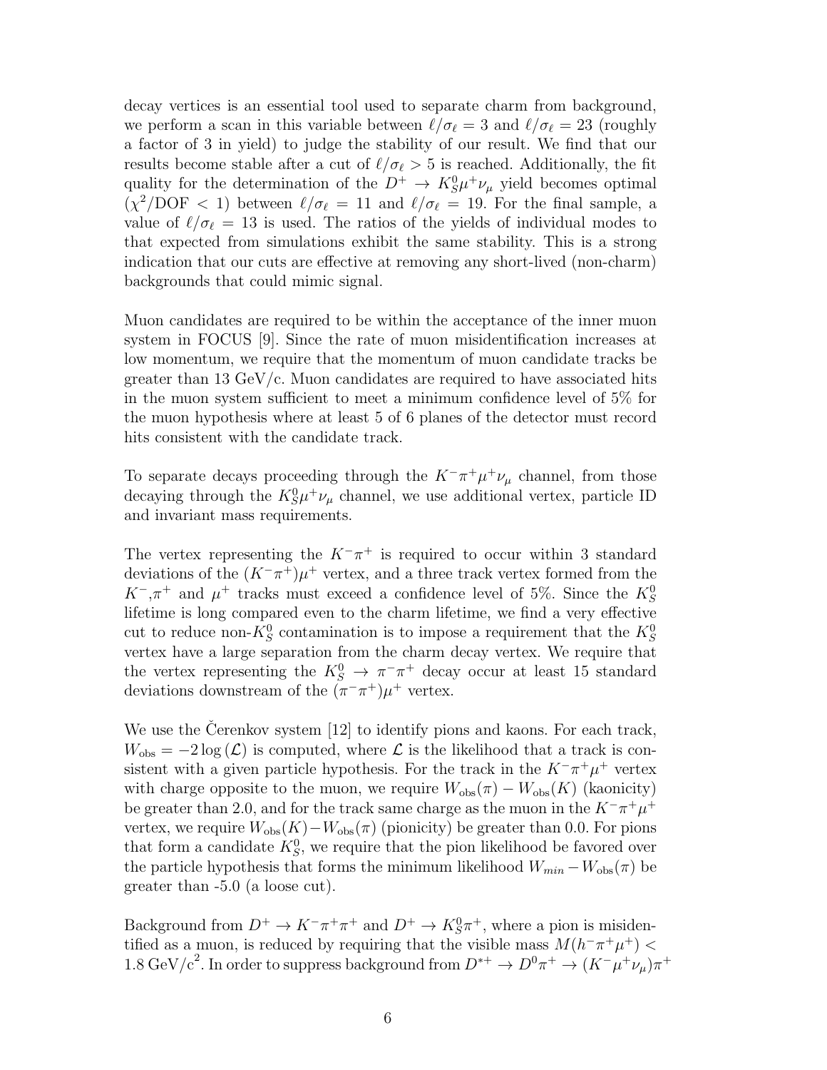decay vertices is an essential tool used to separate charm from background, we perform a scan in this variable between $\ell/\sigma_\ell = 3$ and $\ell/\sigma_\ell = 23$ (roughly a factor of 3 in yield) to judge the stability of our result. We find that our results become stable after a cut of $\ell/\sigma_\ell > 5$ is reached. Additionally, the fit quality for the determination of the $D^+ \to K^0_S \mu^+ \nu_\mu$ yield becomes optimal ($\chi^2$/DOF $< 1$) between $\ell/\sigma_\ell = 11$ and $\ell/\sigma_\ell = 19$. For the final sample, a value of $\ell/\sigma_\ell = 13$ is used. The ratios of the yields of individual modes to that expected from simulations exhibit the same stability. This is a strong indication that our cuts are effective at removing any short-lived (non-charm) backgrounds that could mimic signal.

Muon candidates are required to be within the acceptance of the inner muon system in FOCUS [9]. Since the rate of muon misidentification increases at low momentum, we require that the momentum of muon candidate tracks be greater than 13 GeV/c. Muon candidates are required to have associated hits in the muon system sufficient to meet a minimum confidence level of 5% for the muon hypothesis where at least 5 of 6 planes of the detector must record hits consistent with the candidate track.

To separate decays proceeding through the $K^-\pi^+\mu^+\nu_\mu$ channel, from those decaying through the $K^0_S\mu^+\nu_\mu$ channel, we use additional vertex, particle ID and invariant mass requirements.

The vertex representing the $K^-\pi^+$ is required to occur within 3 standard deviations of the $(K^-\pi^+)\mu^+$ vertex, and a three track vertex formed from the $K^-$,$\pi^+$ and $\mu^+$ tracks must exceed a confidence level of 5%. Since the $K^0_S$ lifetime is long compared even to the charm lifetime, we find a very effective cut to reduce non-$K^0_S$ contamination is to impose a requirement that the $K^0_S$ vertex have a large separation from the charm decay vertex. We require that the vertex representing the $K^0_S \to \pi^-\pi^+$ decay occur at least 15 standard deviations downstream of the $(\pi^-\pi^+)\mu^+$ vertex.

We use the Čerenkov system [12] to identify pions and kaons. For each track, $W_{\rm obs} = -2\log(\mathcal{L})$ is computed, where $\mathcal{L}$ is the likelihood that a track is consistent with a given particle hypothesis. For the track in the $K^-\pi^+\mu^+$ vertex with charge opposite to the muon, we require $W_{\rm obs}(\pi) - W_{\rm obs}(K)$ (kaonicity) be greater than 2.0, and for the track same charge as the muon in the $K^-\pi^+\mu^+$ vertex, we require $W_{\rm obs}(K) - W_{\rm obs}(\pi)$ (pionicity) be greater than 0.0. For pions that form a candidate $K^0_S$, we require that the pion likelihood be favored over the particle hypothesis that forms the minimum likelihood $W_{min} - W_{\rm obs}(\pi)$ be greater than -5.0 (a loose cut).

Background from $D^+ \to K^-\pi^+\pi^+$ and $D^+ \to K^0_S\pi^+$, where a pion is misidentified as a muon, is reduced by requiring that the visible mass $M(h^-\pi^+\mu^+) < 1.8\,\mathrm{GeV/c}^2$. In order to suppress background from $D^{*+} \to D^0\pi^+ \to (K^-\mu^+\nu_\mu)\pi^+$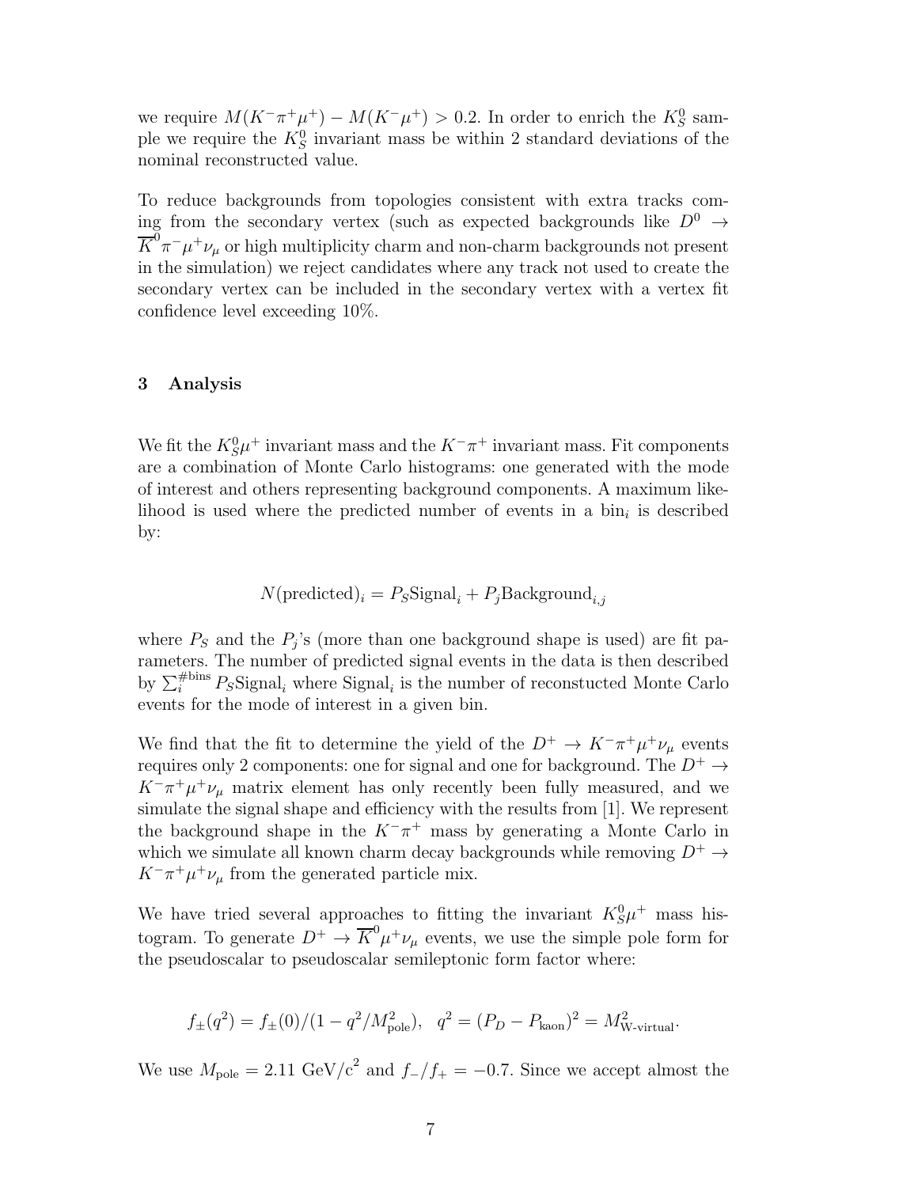we require $M(K^-\pi^+\mu^+) - M(K^-\mu^+) > 0.2$. In order to enrich the $K^0_S$ sample we require the $K^0_S$ invariant mass be within 2 standard deviations of the nominal reconstructed value.

To reduce backgrounds from topologies consistent with extra tracks coming from the secondary vertex (such as expected backgrounds like $D^0 \to \overline{K}^0\pi^-\mu^+\nu_\mu$ or high multiplicity charm and non-charm backgrounds not present in the simulation) we reject candidates where any track not used to create the secondary vertex can be included in the secondary vertex with a vertex fit confidence level exceeding 10%.

## 3 Analysis

We fit the $K^0_S\mu^+$ invariant mass and the $K^-\pi^+$ invariant mass. Fit components are a combination of Monte Carlo histograms: one generated with the mode of interest and others representing background components. A maximum likelihood is used where the predicted number of events in a bin$_i$ is described by:

$$N(\text{predicted})_i = P_S \text{Signal}_i + P_j \text{Background}_{i,j}$$

where $P_S$ and the $P_j$'s (more than one background shape is used) are fit parameters. The number of predicted signal events in the data is then described by $\sum_i^{\#\text{bins}} P_S \text{Signal}_i$ where $\text{Signal}_i$ is the number of reconstucted Monte Carlo events for the mode of interest in a given bin.

We find that the fit to determine the yield of the $D^+ \to K^-\pi^+\mu^+\nu_\mu$ events requires only 2 components: one for signal and one for background. The $D^+ \to K^-\pi^+\mu^+\nu_\mu$ matrix element has only recently been fully measured, and we simulate the signal shape and efficiency with the results from [1]. We represent the background shape in the $K^-\pi^+$ mass by generating a Monte Carlo in which we simulate all known charm decay backgrounds while removing $D^+ \to K^-\pi^+\mu^+\nu_\mu$ from the generated particle mix.

We have tried several approaches to fitting the invariant $K^0_S\mu^+$ mass histogram. To generate $D^+ \to \overline{K}^0\mu^+\nu_\mu$ events, we use the simple pole form for the pseudoscalar to pseudoscalar semileptonic form factor where:

$$f_\pm(q^2) = f_\pm(0)/(1 - q^2/M^2_{\text{pole}}), \quad q^2 = (P_D - P_{\text{kaon}})^2 = M^2_{\text{W-virtual}}.$$

We use $M_{\text{pole}} = 2.11\ \text{GeV/c}^2$ and $f_-/f_+ = -0.7$. Since we accept almost the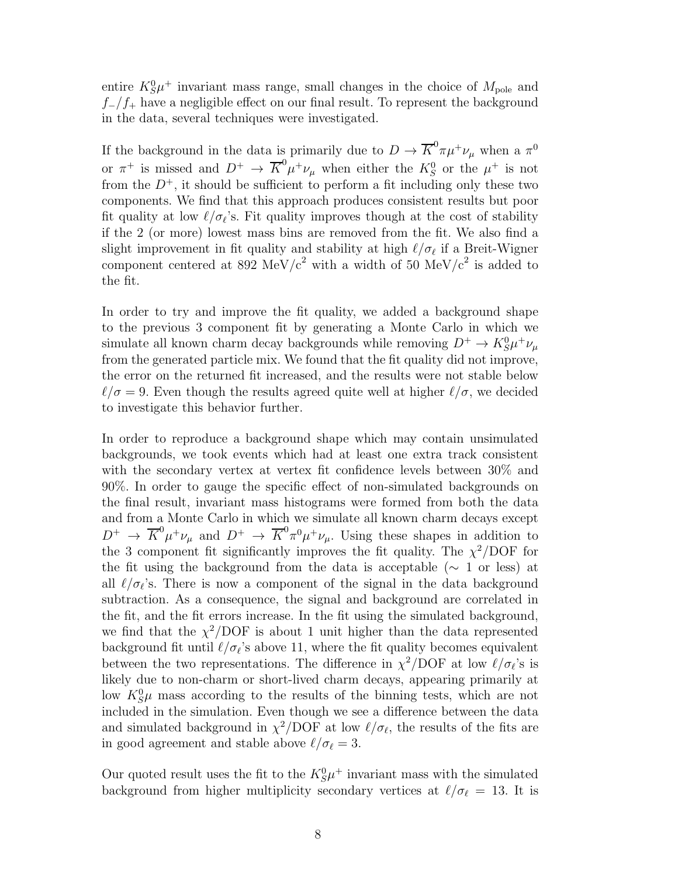entire $K_S^0\mu^+$ invariant mass range, small changes in the choice of $M_{\rm pole}$ and $f_-/f_+$ have a negligible effect on our final result. To represent the background in the data, several techniques were investigated.

If the background in the data is primarily due to $D \to \overline{K}^0\pi\mu^+\nu_\mu$ when a $\pi^0$ or $\pi^+$ is missed and $D^+ \to \overline{K}^0\mu^+\nu_\mu$ when either the $K_S^0$ or the $\mu^+$ is not from the $D^+$, it should be sufficient to perform a fit including only these two components. We find that this approach produces consistent results but poor fit quality at low $\ell/\sigma_\ell$'s. Fit quality improves though at the cost of stability if the 2 (or more) lowest mass bins are removed from the fit. We also find a slight improvement in fit quality and stability at high $\ell/\sigma_\ell$ if a Breit-Wigner component centered at 892 MeV/c$^2$ with a width of 50 MeV/c$^2$ is added to the fit.

In order to try and improve the fit quality, we added a background shape to the previous 3 component fit by generating a Monte Carlo in which we simulate all known charm decay backgrounds while removing $D^+ \to K_S^0\mu^+\nu_\mu$ from the generated particle mix. We found that the fit quality did not improve, the error on the returned fit increased, and the results were not stable below $\ell/\sigma = 9$. Even though the results agreed quite well at higher $\ell/\sigma$, we decided to investigate this behavior further.

In order to reproduce a background shape which may contain unsimulated backgrounds, we took events which had at least one extra track consistent with the secondary vertex at vertex fit confidence levels between 30% and 90%. In order to gauge the specific effect of non-simulated backgrounds on the final result, invariant mass histograms were formed from both the data and from a Monte Carlo in which we simulate all known charm decays except $D^+ \to \overline{K}^0\mu^+\nu_\mu$ and $D^+ \to \overline{K}^0\pi^0\mu^+\nu_\mu$. Using these shapes in addition to the 3 component fit significantly improves the fit quality. The $\chi^2$/DOF for the fit using the background from the data is acceptable ($\sim$ 1 or less) at all $\ell/\sigma_\ell$'s. There is now a component of the signal in the data background subtraction. As a consequence, the signal and background are correlated in the fit, and the fit errors increase. In the fit using the simulated background, we find that the $\chi^2$/DOF is about 1 unit higher than the data represented background fit until $\ell/\sigma_\ell$'s above 11, where the fit quality becomes equivalent between the two representations. The difference in $\chi^2$/DOF at low $\ell/\sigma_\ell$'s is likely due to non-charm or short-lived charm decays, appearing primarily at low $K_S^0\mu$ mass according to the results of the binning tests, which are not included in the simulation. Even though we see a difference between the data and simulated background in $\chi^2$/DOF at low $\ell/\sigma_\ell$, the results of the fits are in good agreement and stable above $\ell/\sigma_\ell = 3$.

Our quoted result uses the fit to the $K_S^0\mu^+$ invariant mass with the simulated background from higher multiplicity secondary vertices at $\ell/\sigma_\ell = 13$. It is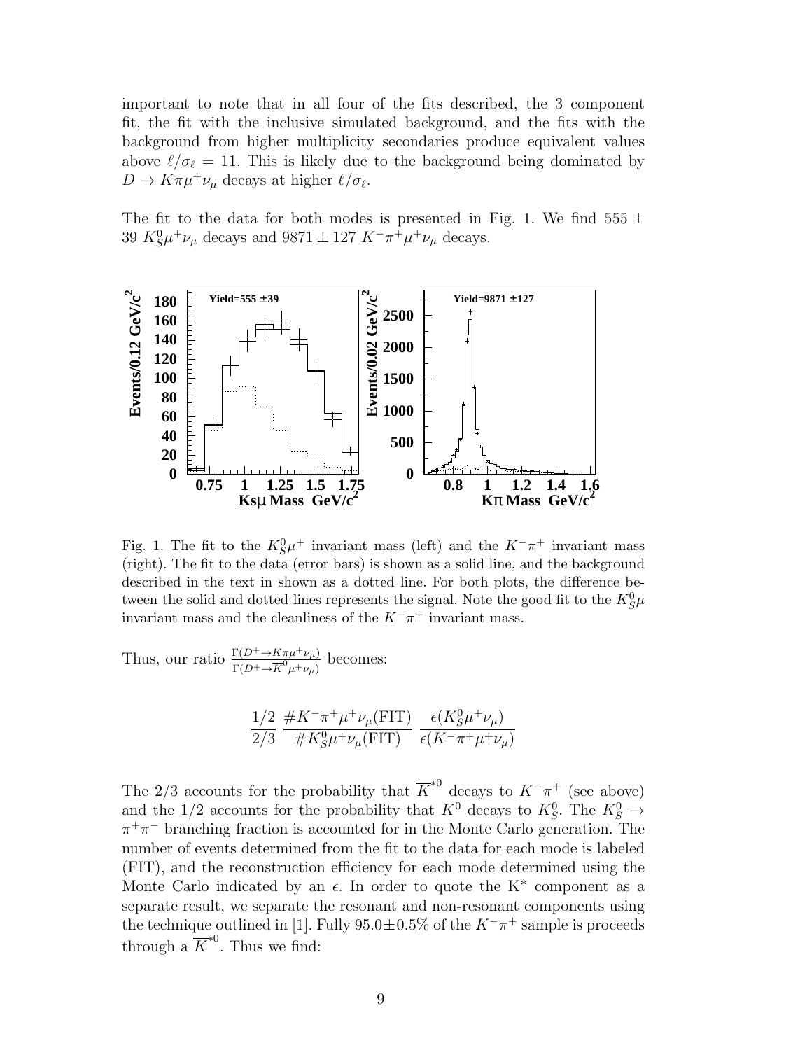important to note that in all four of the fits described, the 3 component fit, the fit with the inclusive simulated background, and the fits with the background from higher multiplicity secondaries produce equivalent values above $\ell/\sigma_\ell = 11$. This is likely due to the background being dominated by $D \to K\pi\mu^+\nu_\mu$ decays at higher $\ell/\sigma_\ell$.

The fit to the data for both modes is presented in Fig. 1. We find $555 \pm 39$ $K^0_S\mu^+\nu_\mu$ decays and $9871 \pm 127$ $K^-\pi^+\mu^+\nu_\mu$ decays.

Fig. 1. The fit to the $K^0_S\mu^+$ invariant mass (left) and the $K^-\pi^+$ invariant mass (right). The fit to the data (error bars) is shown as a solid line, and the background described in the text in shown as a dotted line. For both plots, the difference between the solid and dotted lines represents the signal. Note the good fit to the $K^0_S\mu$ invariant mass and the cleanliness of the $K^-\pi^+$ invariant mass.

Thus, our ratio $\frac{\Gamma(D^+\to K\pi\mu^+\nu_\mu)}{\Gamma(D^+\to \overline{K}^0\mu^+\nu_\mu)}$ becomes:

$$\frac{1/2}{2/3}\ \frac{\#K^-\pi^+\mu^+\nu_\mu(\text{FIT})}{\#K^0_S\mu^+\nu_\mu(\text{FIT})}\ \frac{\epsilon(K^0_S\mu^+\nu_\mu)}{\epsilon(K^-\pi^+\mu^+\nu_\mu)}$$

The 2/3 accounts for the probability that $\overline{K}^{*0}$ decays to $K^-\pi^+$ (see above) and the 1/2 accounts for the probability that $K^0$ decays to $K^0_S$. The $K^0_S \to \pi^+\pi^-$ branching fraction is accounted for in the Monte Carlo generation. The number of events determined from the fit to the data for each mode is labeled (FIT), and the reconstruction efficiency for each mode determined using the Monte Carlo indicated by an $\epsilon$. In order to quote the K* component as a separate result, we separate the resonant and non-resonant components using the technique outlined in [1]. Fully $95.0\pm0.5\%$ of the $K^-\pi^+$ sample is proceeds through a $\overline{K}^{*0}$. Thus we find: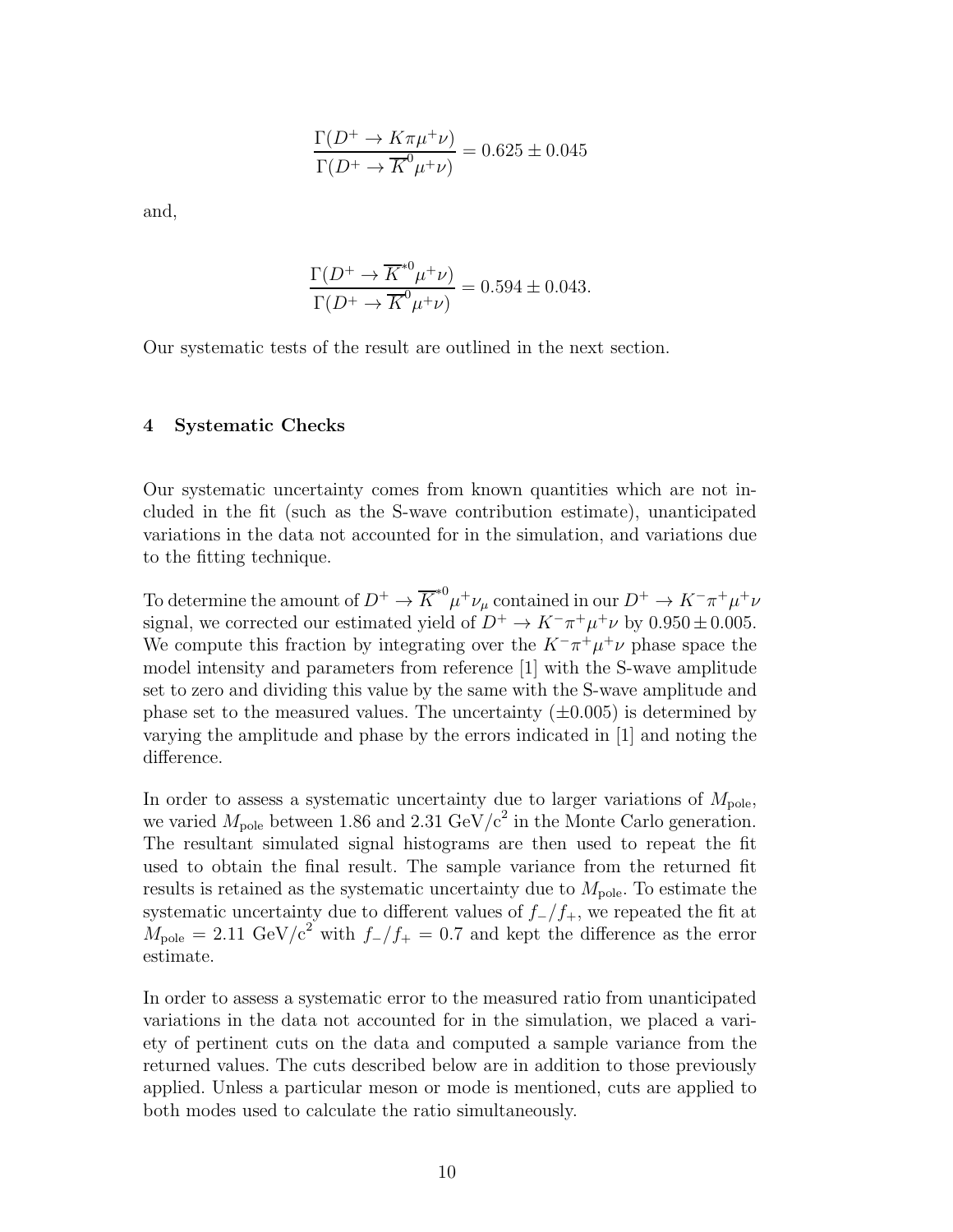$$\frac{\Gamma(D^+ \to K\pi\mu^+\nu)}{\Gamma(D^+ \to \overline{K}^0\mu^+\nu)} = 0.625 \pm 0.045$$

and,

$$\frac{\Gamma(D^+ \to \overline{K}^{*0}\mu^+\nu)}{\Gamma(D^+ \to \overline{K}^0\mu^+\nu)} = 0.594 \pm 0.043.$$

Our systematic tests of the result are outlined in the next section.

## 4 Systematic Checks

Our systematic uncertainty comes from known quantities which are not included in the fit (such as the S-wave contribution estimate), unanticipated variations in the data not accounted for in the simulation, and variations due to the fitting technique.

To determine the amount of $D^+ \to \overline{K}^{*0}\mu^+\nu_\mu$ contained in our $D^+ \to K^-\pi^+\mu^+\nu$ signal, we corrected our estimated yield of $D^+ \to K^-\pi^+\mu^+\nu$ by $0.950 \pm 0.005$. We compute this fraction by integrating over the $K^-\pi^+\mu^+\nu$ phase space the model intensity and parameters from reference [1] with the S-wave amplitude set to zero and dividing this value by the same with the S-wave amplitude and phase set to the measured values. The uncertainty ($\pm 0.005$) is determined by varying the amplitude and phase by the errors indicated in [1] and noting the difference.

In order to assess a systematic uncertainty due to larger variations of $M_{\text{pole}}$, we varied $M_{\text{pole}}$ between 1.86 and 2.31 GeV/c$^2$ in the Monte Carlo generation. The resultant simulated signal histograms are then used to repeat the fit used to obtain the final result. The sample variance from the returned fit results is retained as the systematic uncertainty due to $M_{\text{pole}}$. To estimate the systematic uncertainty due to different values of $f_-/f_+$, we repeated the fit at $M_{\text{pole}} = 2.11$ GeV/c$^2$ with $f_-/f_+ = 0.7$ and kept the difference as the error estimate.

In order to assess a systematic error to the measured ratio from unanticipated variations in the data not accounted for in the simulation, we placed a variety of pertinent cuts on the data and computed a sample variance from the returned values. The cuts described below are in addition to those previously applied. Unless a particular meson or mode is mentioned, cuts are applied to both modes used to calculate the ratio simultaneously.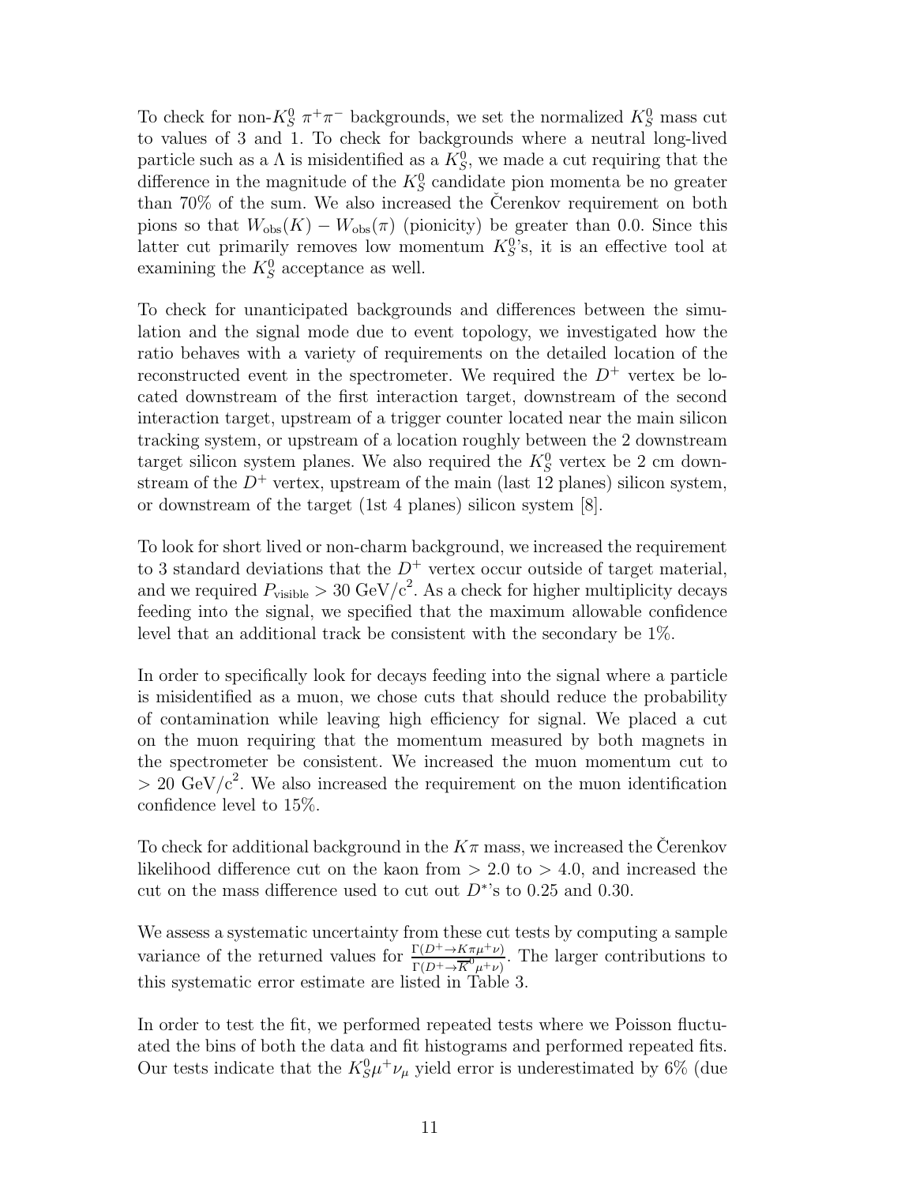To check for non-$K_S^0\,\pi^+\pi^-$ backgrounds, we set the normalized $K_S^0$ mass cut to values of 3 and 1. To check for backgrounds where a neutral long-lived particle such as a $\Lambda$ is misidentified as a $K_S^0$, we made a cut requiring that the difference in the magnitude of the $K_S^0$ candidate pion momenta be no greater than 70% of the sum. We also increased the Čerenkov requirement on both pions so that $W_{\rm obs}(K) - W_{\rm obs}(\pi)$ (pionicity) be greater than 0.0. Since this latter cut primarily removes low momentum $K_S^0$'s, it is an effective tool at examining the $K_S^0$ acceptance as well.

To check for unanticipated backgrounds and differences between the simulation and the signal mode due to event topology, we investigated how the ratio behaves with a variety of requirements on the detailed location of the reconstructed event in the spectrometer. We required the $D^+$ vertex be located downstream of the first interaction target, downstream of the second interaction target, upstream of a trigger counter located near the main silicon tracking system, or upstream of a location roughly between the 2 downstream target silicon system planes. We also required the $K_S^0$ vertex be 2 cm downstream of the $D^+$ vertex, upstream of the main (last 12 planes) silicon system, or downstream of the target (1st 4 planes) silicon system [8].

To look for short lived or non-charm background, we increased the requirement to 3 standard deviations that the $D^+$ vertex occur outside of target material, and we required $P_{\rm visible} > 30$ GeV/c$^2$. As a check for higher multiplicity decays feeding into the signal, we specified that the maximum allowable confidence level that an additional track be consistent with the secondary be 1%.

In order to specifically look for decays feeding into the signal where a particle is misidentified as a muon, we chose cuts that should reduce the probability of contamination while leaving high efficiency for signal. We placed a cut on the muon requiring that the momentum measured by both magnets in the spectrometer be consistent. We increased the muon momentum cut to $> 20$ GeV/c$^2$. We also increased the requirement on the muon identification confidence level to 15%.

To check for additional background in the $K\pi$ mass, we increased the Čerenkov likelihood difference cut on the kaon from $> 2.0$ to $> 4.0$, and increased the cut on the mass difference used to cut out $D^*$'s to 0.25 and 0.30.

We assess a systematic uncertainty from these cut tests by computing a sample variance of the returned values for $\frac{\Gamma(D^+\to K\pi\mu^+\nu)}{\Gamma(D^+\to \overline{K}^0\mu^+\nu)}$. The larger contributions to this systematic error estimate are listed in Table 3.

In order to test the fit, we performed repeated tests where we Poisson fluctuated the bins of both the data and fit histograms and performed repeated fits. Our tests indicate that the $K_S^0\mu^+\nu_\mu$ yield error is underestimated by 6% (due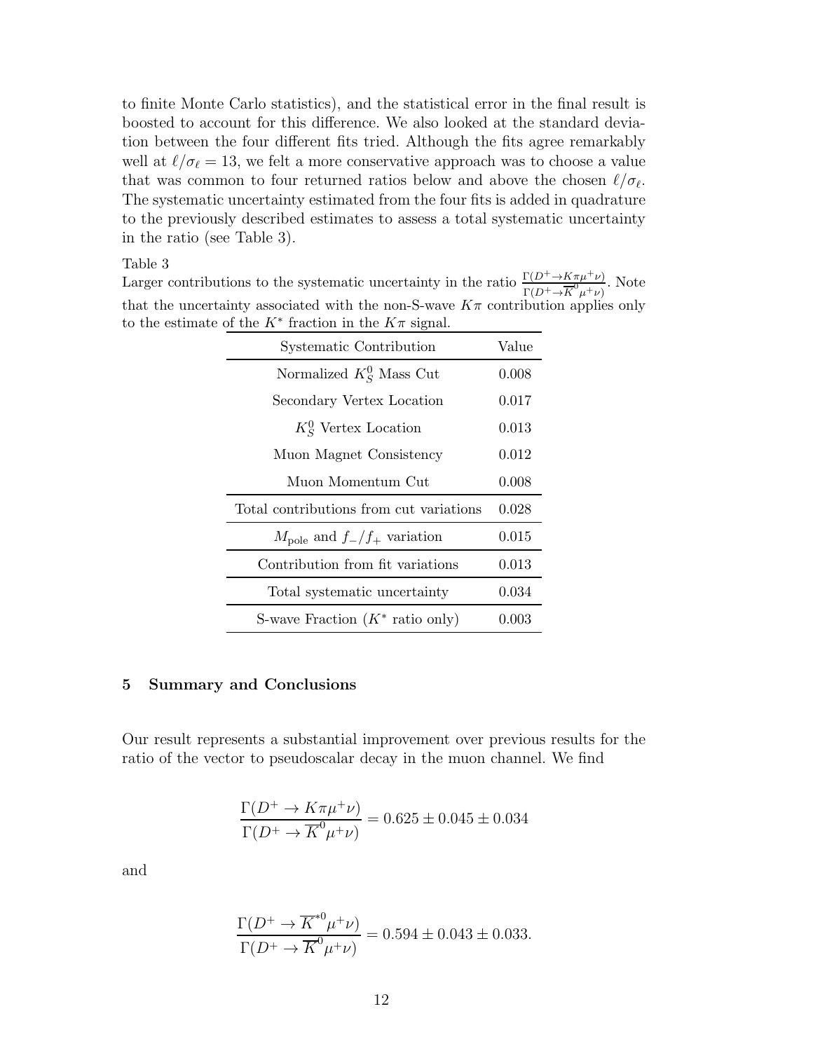to finite Monte Carlo statistics), and the statistical error in the final result is boosted to account for this difference. We also looked at the standard deviation between the four different fits tried. Although the fits agree remarkably well at $\ell/\sigma_\ell = 13$, we felt a more conservative approach was to choose a value that was common to four returned ratios below and above the chosen $\ell/\sigma_\ell$. The systematic uncertainty estimated from the four fits is added in quadrature to the previously described estimates to assess a total systematic uncertainty in the ratio (see Table 3).

Table 3

Larger contributions to the systematic uncertainty in the ratio $\frac{\Gamma(D^+\to K\pi\mu^+\nu)}{\Gamma(D^+\to \overline{K}^0\mu^+\nu)}$. Note that the uncertainty associated with the non-S-wave $K\pi$ contribution applies only to the estimate of the $K^*$ fraction in the $K\pi$ signal.

| Systematic Contribution | Value |
|---|---|
| Normalized $K^0_S$ Mass Cut | 0.008 |
| Secondary Vertex Location | 0.017 |
| $K^0_S$ Vertex Location | 0.013 |
| Muon Magnet Consistency | 0.012 |
| Muon Momentum Cut | 0.008 |
| Total contributions from cut variations | 0.028 |
| $M_{\rm pole}$ and $f_-/f_+$ variation | 0.015 |
| Contribution from fit variations | 0.013 |
| Total systematic uncertainty | 0.034 |
| S-wave Fraction ($K^*$ ratio only) | 0.003 |

## 5 Summary and Conclusions

Our result represents a substantial improvement over previous results for the ratio of the vector to pseudoscalar decay in the muon channel. We find

$$\frac{\Gamma(D^+\to K\pi\mu^+\nu)}{\Gamma(D^+\to \overline{K}^0\mu^+\nu)} = 0.625 \pm 0.045 \pm 0.034$$

and

$$\frac{\Gamma(D^+\to \overline{K}^{*0}\mu^+\nu)}{\Gamma(D^+\to \overline{K}^0\mu^+\nu)} = 0.594 \pm 0.043 \pm 0.033.$$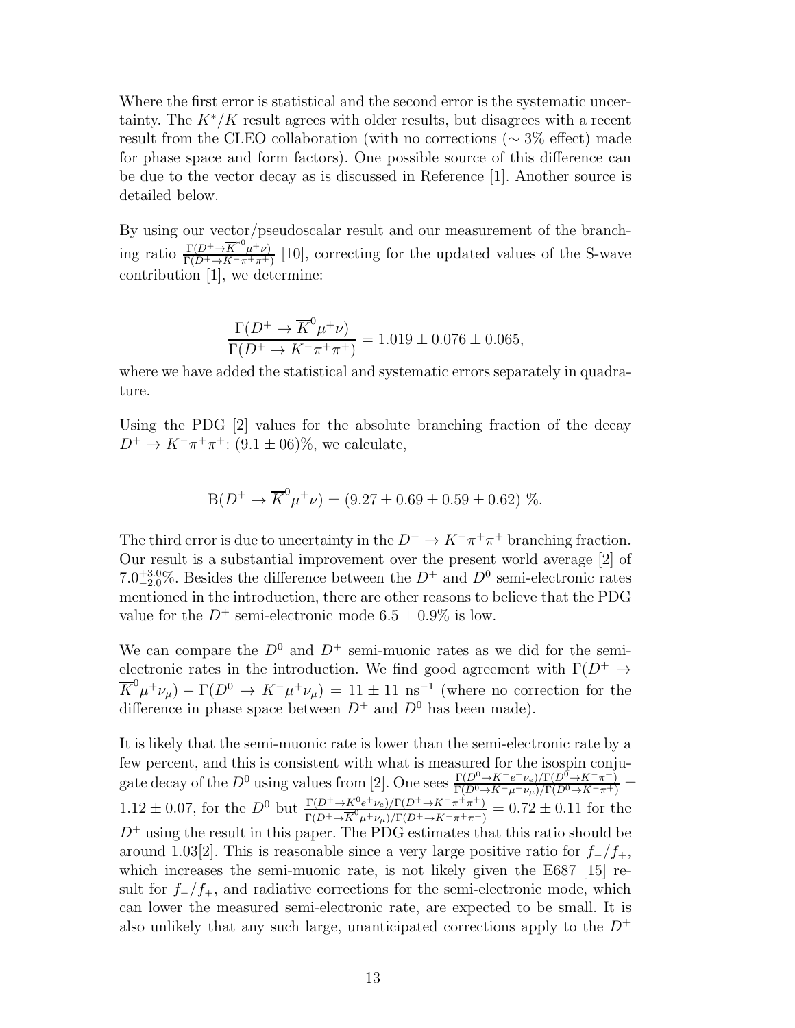Where the first error is statistical and the second error is the systematic uncertainty. The $K^*/K$ result agrees with older results, but disagrees with a recent result from the CLEO collaboration (with no corrections ($\sim 3\%$ effect) made for phase space and form factors). One possible source of this difference can be due to the vector decay as is discussed in Reference [1]. Another source is detailed below.

By using our vector/pseudoscalar result and our measurement of the branching ratio $\frac{\Gamma(D^+ \to \overline{K}^{*0}\mu^+\nu)}{\Gamma(D^+ \to K^-\pi^+\pi^+)}$ [10], correcting for the updated values of the S-wave contribution [1], we determine:

$$\frac{\Gamma(D^+ \to \overline{K}^0\mu^+\nu)}{\Gamma(D^+ \to K^-\pi^+\pi^+)} = 1.019 \pm 0.076 \pm 0.065,$$

where we have added the statistical and systematic errors separately in quadrature.

Using the PDG [2] values for the absolute branching fraction of the decay $D^+ \to K^-\pi^+\pi^+$: $(9.1 \pm 06)\%$, we calculate,

$$\mathrm{B}(D^+ \to \overline{K}^0\mu^+\nu) = (9.27 \pm 0.69 \pm 0.59 \pm 0.62)\ \%.$$

The third error is due to uncertainty in the $D^+ \to K^-\pi^+\pi^+$ branching fraction. Our result is a substantial improvement over the present world average [2] of $7.0^{+3.0}_{-2.0}\%$. Besides the difference between the $D^+$ and $D^0$ semi-electronic rates mentioned in the introduction, there are other reasons to believe that the PDG value for the $D^+$ semi-electronic mode $6.5 \pm 0.9\%$ is low.

We can compare the $D^0$ and $D^+$ semi-muonic rates as we did for the semi-electronic rates in the introduction. We find good agreement with $\Gamma(D^+ \to \overline{K}^0\mu^+\nu_\mu) - \Gamma(D^0 \to K^-\mu^+\nu_\mu) = 11 \pm 11\ \mathrm{ns}^{-1}$ (where no correction for the difference in phase space between $D^+$ and $D^0$ has been made).

It is likely that the semi-muonic rate is lower than the semi-electronic rate by a few percent, and this is consistent with what is measured for the isospin conjugate decay of the $D^0$ using values from [2]. One sees $\frac{\Gamma(D^0 \to K^-e^+\nu_e)/\Gamma(D^0 \to K^-\pi^+)}{\Gamma(D^0 \to K^-\mu^+\nu_\mu)/\Gamma(D^0 \to K^-\pi^+)} = 1.12 \pm 0.07$, for the $D^0$ but $\frac{\Gamma(D^+ \to K^0e^+\nu_e)/\Gamma(D^+ \to K^-\pi^+\pi^+)}{\Gamma(D^+ \to \overline{K}^0\mu^+\nu_\mu)/\Gamma(D^+ \to K^-\pi^+\pi^+)} = 0.72 \pm 0.11$ for the $D^+$ using the result in this paper. The PDG estimates that this ratio should be around 1.03[2]. This is reasonable since a very large positive ratio for $f_-/f_+$, which increases the semi-muonic rate, is not likely given the E687 [15] result for $f_-/f_+$, and radiative corrections for the semi-electronic mode, which can lower the measured semi-electronic rate, are expected to be small. It is also unlikely that any such large, unanticipated corrections apply to the $D^+$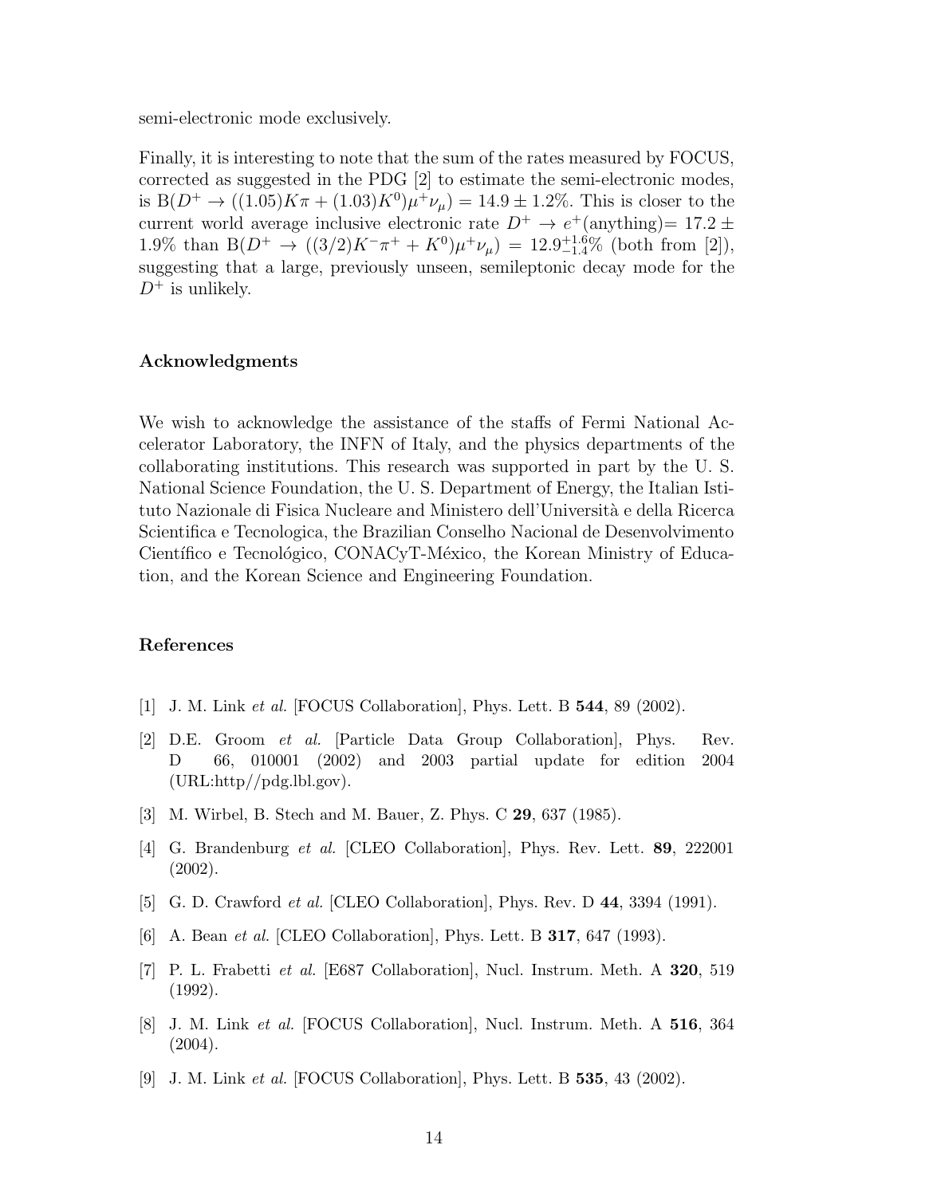semi-electronic mode exclusively.

Finally, it is interesting to note that the sum of the rates measured by FOCUS, corrected as suggested in the PDG [2] to estimate the semi-electronic modes, is $\mathrm{B}(D^+ \to ((1.05)K\pi + (1.03)K^0)\mu^+\nu_\mu) = 14.9 \pm 1.2\%$. This is closer to the current world average inclusive electronic rate $D^+ \to e^+(\text{anything}) = 17.2 \pm 1.9\%$ than $\mathrm{B}(D^+ \to ((3/2)K^-\pi^+ + K^0)\mu^+\nu_\mu) = 12.9^{+1.6}_{-1.4}\%$ (both from [2]), suggesting that a large, previously unseen, semileptonic decay mode for the $D^+$ is unlikely.

## Acknowledgments

We wish to acknowledge the assistance of the staffs of Fermi National Accelerator Laboratory, the INFN of Italy, and the physics departments of the collaborating institutions. This research was supported in part by the U. S. National Science Foundation, the U. S. Department of Energy, the Italian Istituto Nazionale di Fisica Nucleare and Ministero dell'Università e della Ricerca Scientifica e Tecnologica, the Brazilian Conselho Nacional de Desenvolvimento Científico e Tecnológico, CONACyT-México, the Korean Ministry of Education, and the Korean Science and Engineering Foundation.

## References

[1] J. M. Link *et al.* [FOCUS Collaboration], Phys. Lett. B **544**, 89 (2002).

[2] D.E. Groom *et al.* [Particle Data Group Collaboration], Phys. Rev. D 66, 010001 (2002) and 2003 partial update for edition 2004 (URL:http//pdg.lbl.gov).

[3] M. Wirbel, B. Stech and M. Bauer, Z. Phys. C **29**, 637 (1985).

[4] G. Brandenburg *et al.* [CLEO Collaboration], Phys. Rev. Lett. **89**, 222001 (2002).

[5] G. D. Crawford *et al.* [CLEO Collaboration], Phys. Rev. D **44**, 3394 (1991).

[6] A. Bean *et al.* [CLEO Collaboration], Phys. Lett. B **317**, 647 (1993).

[7] P. L. Frabetti *et al.* [E687 Collaboration], Nucl. Instrum. Meth. A **320**, 519 (1992).

[8] J. M. Link *et al.* [FOCUS Collaboration], Nucl. Instrum. Meth. A **516**, 364 (2004).

[9] J. M. Link *et al.* [FOCUS Collaboration], Phys. Lett. B **535**, 43 (2002).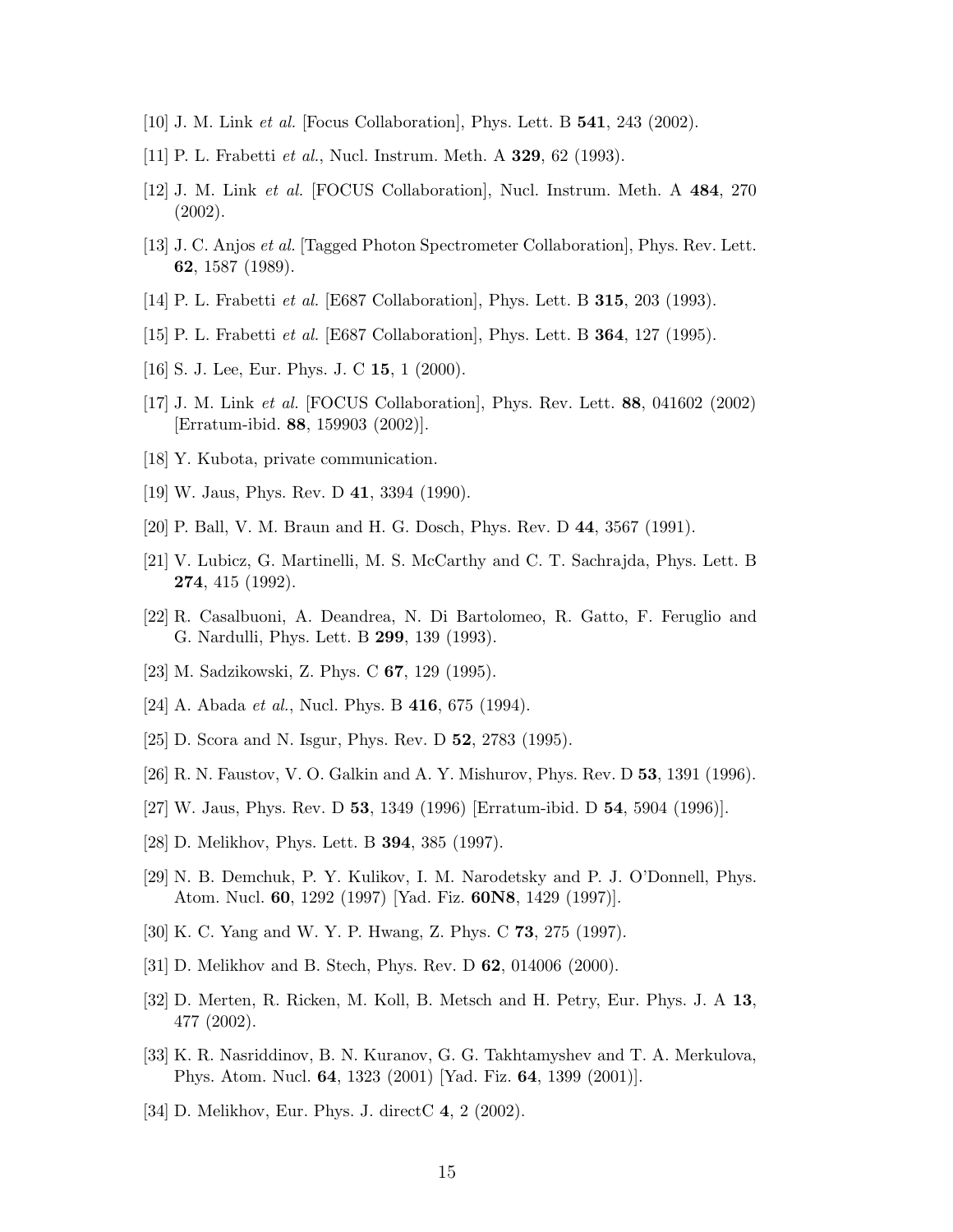[10] J. M. Link *et al.* [Focus Collaboration], Phys. Lett. B **541**, 243 (2002).

[11] P. L. Frabetti *et al.*, Nucl. Instrum. Meth. A **329**, 62 (1993).

[12] J. M. Link *et al.* [FOCUS Collaboration], Nucl. Instrum. Meth. A **484**, 270 (2002).

[13] J. C. Anjos *et al.* [Tagged Photon Spectrometer Collaboration], Phys. Rev. Lett. **62**, 1587 (1989).

[14] P. L. Frabetti *et al.* [E687 Collaboration], Phys. Lett. B **315**, 203 (1993).

[15] P. L. Frabetti *et al.* [E687 Collaboration], Phys. Lett. B **364**, 127 (1995).

[16] S. J. Lee, Eur. Phys. J. C **15**, 1 (2000).

[17] J. M. Link *et al.* [FOCUS Collaboration], Phys. Rev. Lett. **88**, 041602 (2002) [Erratum-ibid. **88**, 159903 (2002)].

[18] Y. Kubota, private communication.

[19] W. Jaus, Phys. Rev. D **41**, 3394 (1990).

[20] P. Ball, V. M. Braun and H. G. Dosch, Phys. Rev. D **44**, 3567 (1991).

[21] V. Lubicz, G. Martinelli, M. S. McCarthy and C. T. Sachrajda, Phys. Lett. B **274**, 415 (1992).

[22] R. Casalbuoni, A. Deandrea, N. Di Bartolomeo, R. Gatto, F. Feruglio and G. Nardulli, Phys. Lett. B **299**, 139 (1993).

[23] M. Sadzikowski, Z. Phys. C **67**, 129 (1995).

[24] A. Abada *et al.*, Nucl. Phys. B **416**, 675 (1994).

[25] D. Scora and N. Isgur, Phys. Rev. D **52**, 2783 (1995).

[26] R. N. Faustov, V. O. Galkin and A. Y. Mishurov, Phys. Rev. D **53**, 1391 (1996).

[27] W. Jaus, Phys. Rev. D **53**, 1349 (1996) [Erratum-ibid. D **54**, 5904 (1996)].

[28] D. Melikhov, Phys. Lett. B **394**, 385 (1997).

[29] N. B. Demchuk, P. Y. Kulikov, I. M. Narodetsky and P. J. O'Donnell, Phys. Atom. Nucl. **60**, 1292 (1997) [Yad. Fiz. **60N8**, 1429 (1997)].

[30] K. C. Yang and W. Y. P. Hwang, Z. Phys. C **73**, 275 (1997).

[31] D. Melikhov and B. Stech, Phys. Rev. D **62**, 014006 (2000).

[32] D. Merten, R. Ricken, M. Koll, B. Metsch and H. Petry, Eur. Phys. J. A **13**, 477 (2002).

[33] K. R. Nasriddinov, B. N. Kuranov, G. G. Takhtamyshev and T. A. Merkulova, Phys. Atom. Nucl. **64**, 1323 (2001) [Yad. Fiz. **64**, 1399 (2001)].

[34] D. Melikhov, Eur. Phys. J. directC **4**, 2 (2002).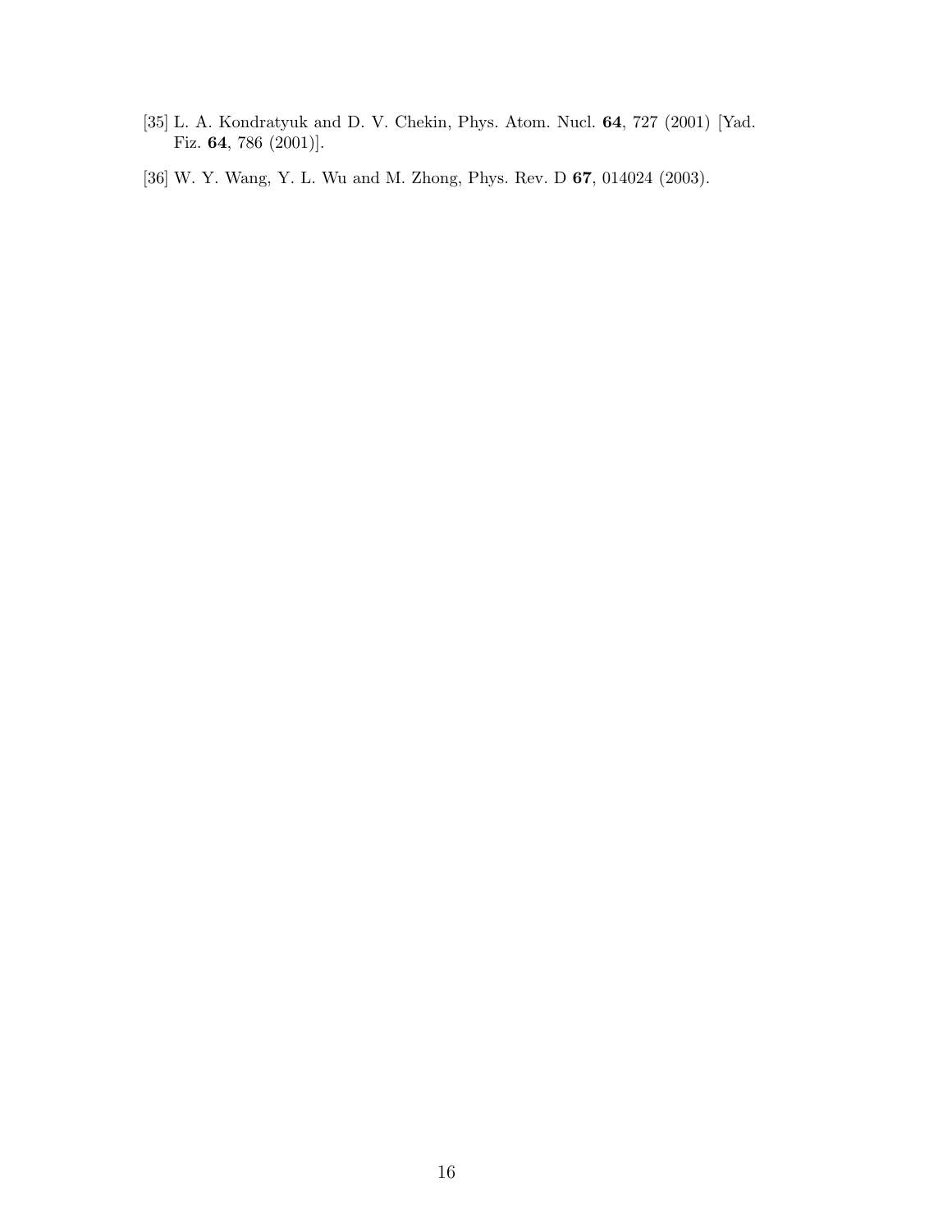[35] L. A. Kondratyuk and D. V. Chekin, Phys. Atom. Nucl. **64**, 727 (2001) [Yad. Fiz. **64**, 786 (2001)].

[36] W. Y. Wang, Y. L. Wu and M. Zhong, Phys. Rev. D **67**, 014024 (2003).